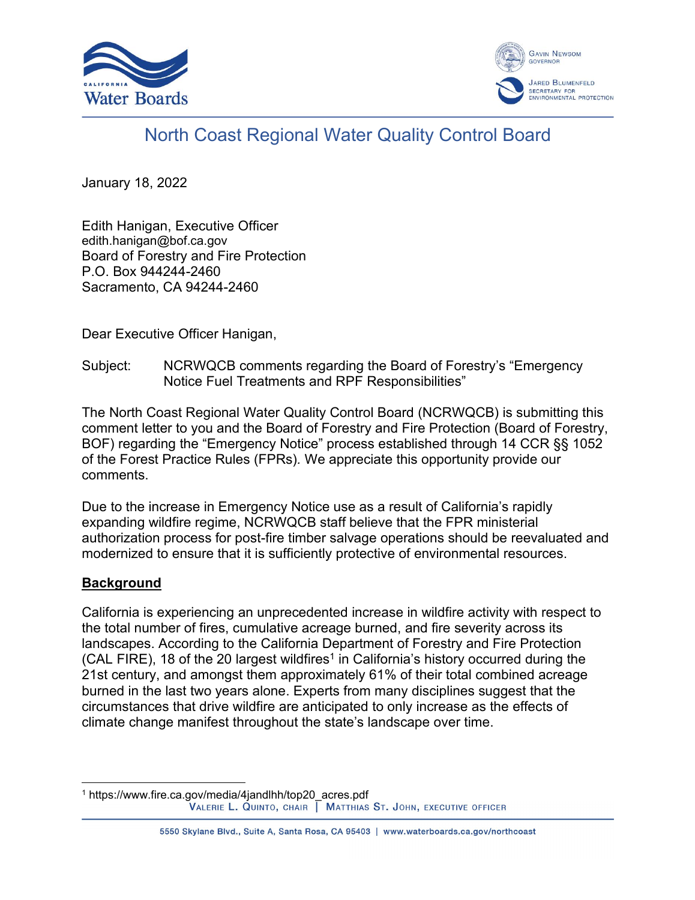# North Coast Regional Water Quality Control Board

January 18, 2022

Edith Hanigan, Executive Officer
edith.hanigan@bof.ca.gov
Board of Forestry and Fire Protection
P.O. Box 944244-2460
Sacramento, CA 94244-2460

Dear Executive Officer Hanigan,

Subject: NCRWQCB comments regarding the Board of Forestry's "Emergency Notice Fuel Treatments and RPF Responsibilities"

The North Coast Regional Water Quality Control Board (NCRWQCB) is submitting this comment letter to you and the Board of Forestry and Fire Protection (Board of Forestry, BOF) regarding the "Emergency Notice" process established through 14 CCR §§ 1052 of the Forest Practice Rules (FPRs). We appreciate this opportunity provide our comments.

Due to the increase in Emergency Notice use as a result of California's rapidly expanding wildfire regime, NCRWQCB staff believe that the FPR ministerial authorization process for post-fire timber salvage operations should be reevaluated and modernized to ensure that it is sufficiently protective of environmental resources.

## Background

California is experiencing an unprecedented increase in wildfire activity with respect to the total number of fires, cumulative acreage burned, and fire severity across its landscapes. According to the California Department of Forestry and Fire Protection (CAL FIRE), 18 of the 20 largest wildfires[1] in California's history occurred during the 21st century, and amongst them approximately 61% of their total combined acreage burned in the last two years alone. Experts from many disciplines suggest that the circumstances that drive wildfire are anticipated to only increase as the effects of climate change manifest throughout the state's landscape over time.

[1] https://www.fire.ca.gov/media/4jandlhh/top20_acres.pdf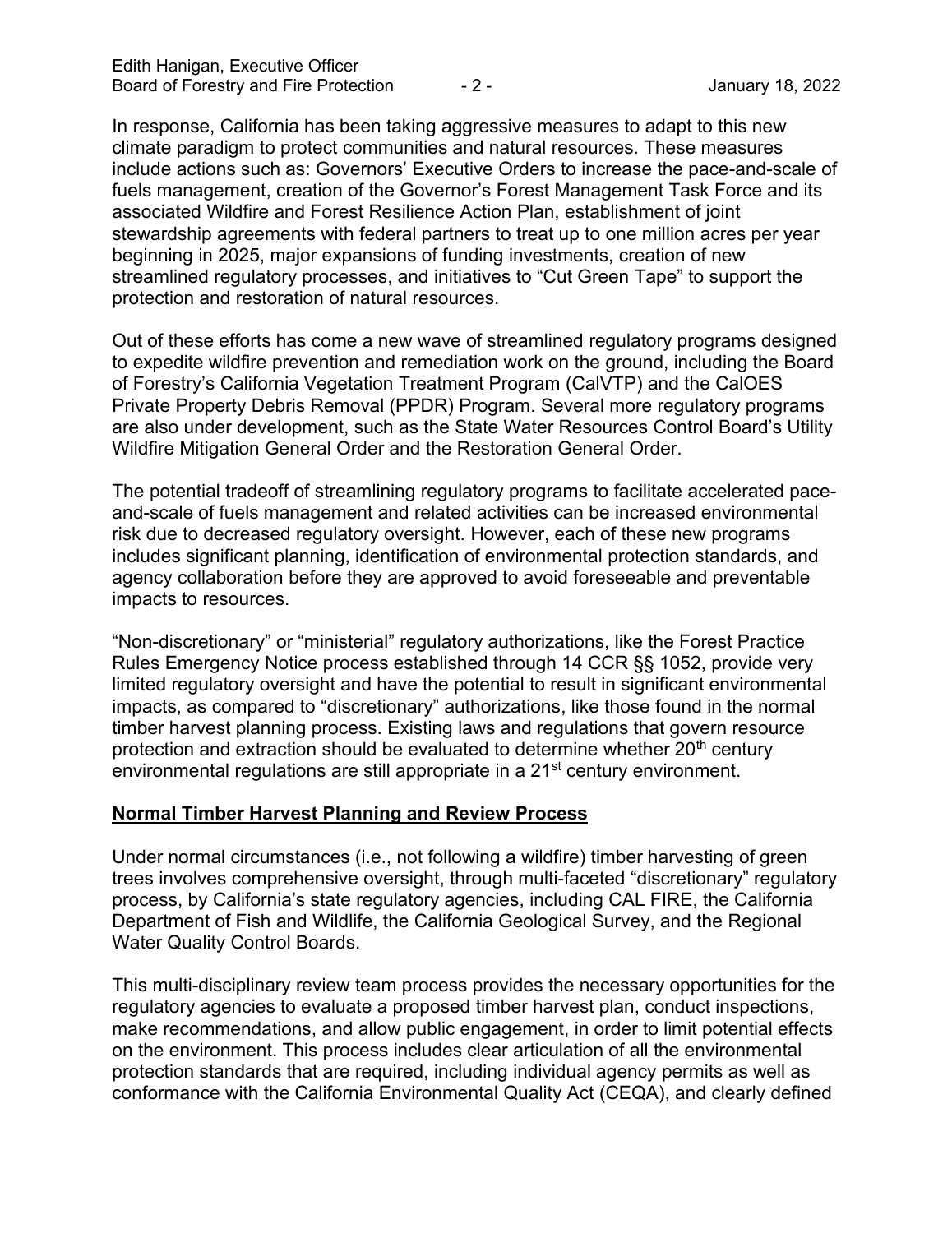In response, California has been taking aggressive measures to adapt to this new climate paradigm to protect communities and natural resources. These measures include actions such as: Governors' Executive Orders to increase the pace-and-scale of fuels management, creation of the Governor's Forest Management Task Force and its associated Wildfire and Forest Resilience Action Plan, establishment of joint stewardship agreements with federal partners to treat up to one million acres per year beginning in 2025, major expansions of funding investments, creation of new streamlined regulatory processes, and initiatives to "Cut Green Tape" to support the protection and restoration of natural resources.

Out of these efforts has come a new wave of streamlined regulatory programs designed to expedite wildfire prevention and remediation work on the ground, including the Board of Forestry's California Vegetation Treatment Program (CalVTP) and the CalOES Private Property Debris Removal (PPDR) Program. Several more regulatory programs are also under development, such as the State Water Resources Control Board's Utility Wildfire Mitigation General Order and the Restoration General Order.

The potential tradeoff of streamlining regulatory programs to facilitate accelerated pace-and-scale of fuels management and related activities can be increased environmental risk due to decreased regulatory oversight. However, each of these new programs includes significant planning, identification of environmental protection standards, and agency collaboration before they are approved to avoid foreseeable and preventable impacts to resources.

"Non-discretionary" or "ministerial" regulatory authorizations, like the Forest Practice Rules Emergency Notice process established through 14 CCR §§ 1052, provide very limited regulatory oversight and have the potential to result in significant environmental impacts, as compared to "discretionary" authorizations, like those found in the normal timber harvest planning process. Existing laws and regulations that govern resource protection and extraction should be evaluated to determine whether 20th century environmental regulations are still appropriate in a 21st century environment.

## Normal Timber Harvest Planning and Review Process

Under normal circumstances (i.e., not following a wildfire) timber harvesting of green trees involves comprehensive oversight, through multi-faceted "discretionary" regulatory process, by California's state regulatory agencies, including CAL FIRE, the California Department of Fish and Wildlife, the California Geological Survey, and the Regional Water Quality Control Boards.

This multi-disciplinary review team process provides the necessary opportunities for the regulatory agencies to evaluate a proposed timber harvest plan, conduct inspections, make recommendations, and allow public engagement, in order to limit potential effects on the environment. This process includes clear articulation of all the environmental protection standards that are required, including individual agency permits as well as conformance with the California Environmental Quality Act (CEQA), and clearly defined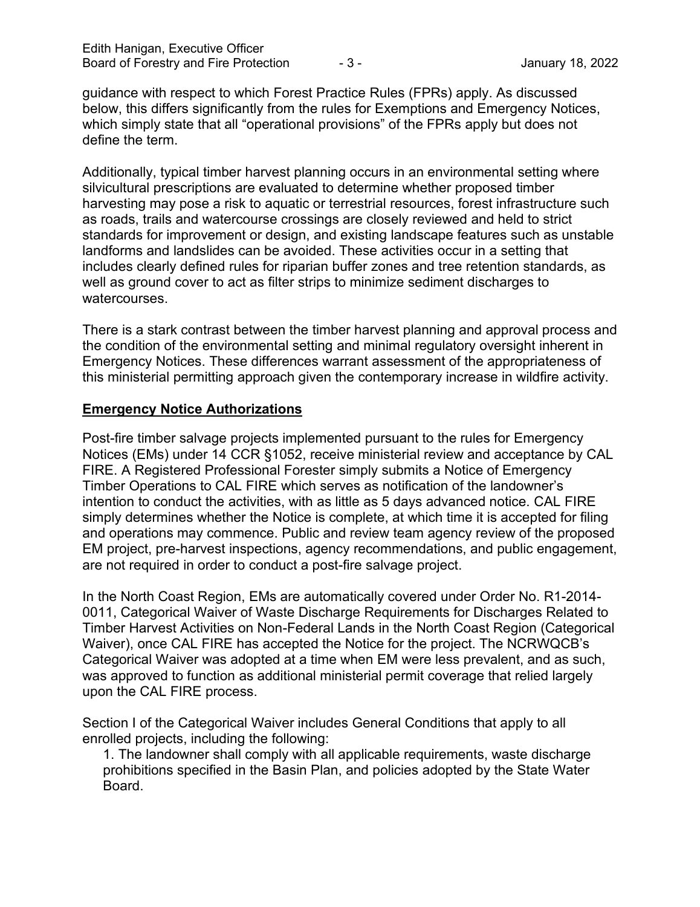guidance with respect to which Forest Practice Rules (FPRs) apply. As discussed below, this differs significantly from the rules for Exemptions and Emergency Notices, which simply state that all "operational provisions" of the FPRs apply but does not define the term.

Additionally, typical timber harvest planning occurs in an environmental setting where silvicultural prescriptions are evaluated to determine whether proposed timber harvesting may pose a risk to aquatic or terrestrial resources, forest infrastructure such as roads, trails and watercourse crossings are closely reviewed and held to strict standards for improvement or design, and existing landscape features such as unstable landforms and landslides can be avoided. These activities occur in a setting that includes clearly defined rules for riparian buffer zones and tree retention standards, as well as ground cover to act as filter strips to minimize sediment discharges to watercourses.

There is a stark contrast between the timber harvest planning and approval process and the condition of the environmental setting and minimal regulatory oversight inherent in Emergency Notices. These differences warrant assessment of the appropriateness of this ministerial permitting approach given the contemporary increase in wildfire activity.

## **Emergency Notice Authorizations**

Post-fire timber salvage projects implemented pursuant to the rules for Emergency Notices (EMs) under 14 CCR §1052, receive ministerial review and acceptance by CAL FIRE. A Registered Professional Forester simply submits a Notice of Emergency Timber Operations to CAL FIRE which serves as notification of the landowner's intention to conduct the activities, with as little as 5 days advanced notice. CAL FIRE simply determines whether the Notice is complete, at which time it is accepted for filing and operations may commence. Public and review team agency review of the proposed EM project, pre-harvest inspections, agency recommendations, and public engagement, are not required in order to conduct a post-fire salvage project.

In the North Coast Region, EMs are automatically covered under Order No. R1-2014-0011, Categorical Waiver of Waste Discharge Requirements for Discharges Related to Timber Harvest Activities on Non-Federal Lands in the North Coast Region (Categorical Waiver), once CAL FIRE has accepted the Notice for the project. The NCRWQCB's Categorical Waiver was adopted at a time when EM were less prevalent, and as such, was approved to function as additional ministerial permit coverage that relied largely upon the CAL FIRE process.

Section I of the Categorical Waiver includes General Conditions that apply to all enrolled projects, including the following:

1. The landowner shall comply with all applicable requirements, waste discharge prohibitions specified in the Basin Plan, and policies adopted by the State Water Board.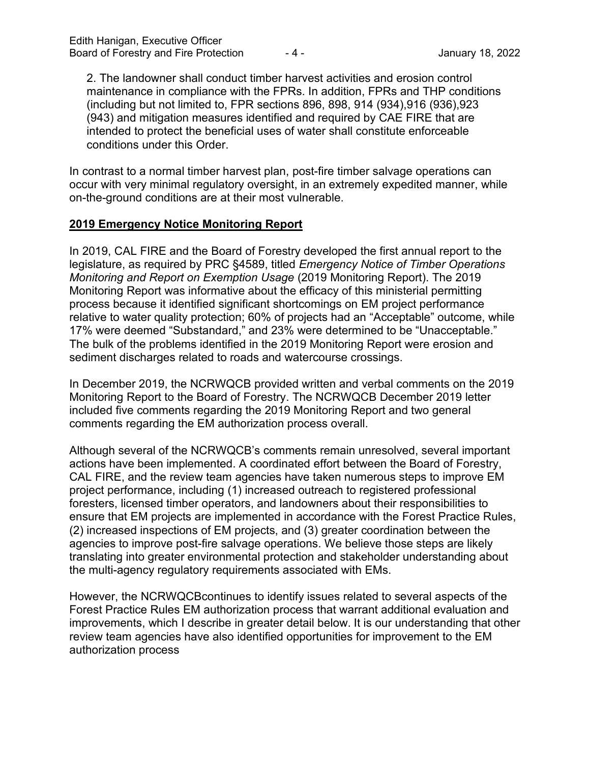2. The landowner shall conduct timber harvest activities and erosion control maintenance in compliance with the FPRs. In addition, FPRs and THP conditions (including but not limited to, FPR sections 896, 898, 914 (934),916 (936),923 (943) and mitigation measures identified and required by CAE FIRE that are intended to protect the beneficial uses of water shall constitute enforceable conditions under this Order.

In contrast to a normal timber harvest plan, post-fire timber salvage operations can occur with very minimal regulatory oversight, in an extremely expedited manner, while on-the-ground conditions are at their most vulnerable.

## 2019 Emergency Notice Monitoring Report

In 2019, CAL FIRE and the Board of Forestry developed the first annual report to the legislature, as required by PRC §4589, titled *Emergency Notice of Timber Operations Monitoring and Report on Exemption Usage* (2019 Monitoring Report). The 2019 Monitoring Report was informative about the efficacy of this ministerial permitting process because it identified significant shortcomings on EM project performance relative to water quality protection; 60% of projects had an "Acceptable" outcome, while 17% were deemed "Substandard," and 23% were determined to be "Unacceptable." The bulk of the problems identified in the 2019 Monitoring Report were erosion and sediment discharges related to roads and watercourse crossings.

In December 2019, the NCRWQCB provided written and verbal comments on the 2019 Monitoring Report to the Board of Forestry. The NCRWQCB December 2019 letter included five comments regarding the 2019 Monitoring Report and two general comments regarding the EM authorization process overall.

Although several of the NCRWQCB's comments remain unresolved, several important actions have been implemented. A coordinated effort between the Board of Forestry, CAL FIRE, and the review team agencies have taken numerous steps to improve EM project performance, including (1) increased outreach to registered professional foresters, licensed timber operators, and landowners about their responsibilities to ensure that EM projects are implemented in accordance with the Forest Practice Rules, (2) increased inspections of EM projects, and (3) greater coordination between the agencies to improve post-fire salvage operations. We believe those steps are likely translating into greater environmental protection and stakeholder understanding about the multi-agency regulatory requirements associated with EMs.

However, the NCRWQCBcontinues to identify issues related to several aspects of the Forest Practice Rules EM authorization process that warrant additional evaluation and improvements, which I describe in greater detail below. It is our understanding that other review team agencies have also identified opportunities for improvement to the EM authorization process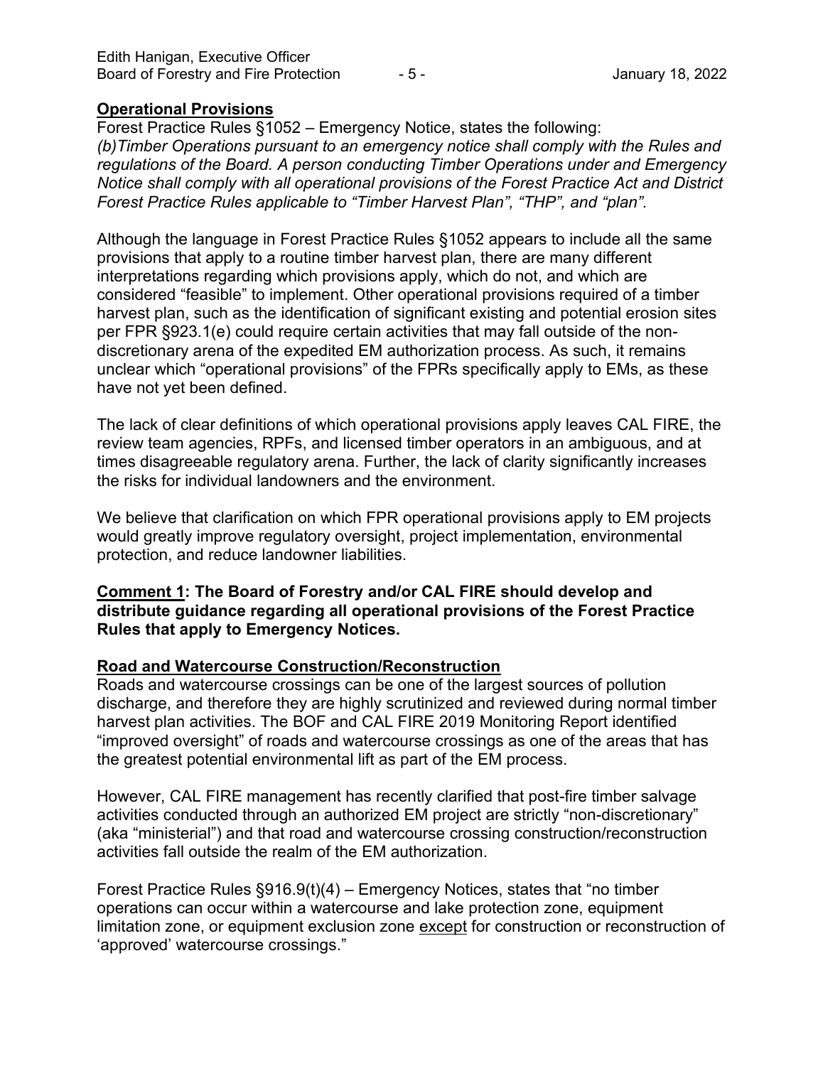**Operational Provisions**

Forest Practice Rules §1052 – Emergency Notice, states the following:
*(b)Timber Operations pursuant to an emergency notice shall comply with the Rules and regulations of the Board. A person conducting Timber Operations under and Emergency Notice shall comply with all operational provisions of the Forest Practice Act and District Forest Practice Rules applicable to "Timber Harvest Plan", "THP", and "plan".*

Although the language in Forest Practice Rules §1052 appears to include all the same provisions that apply to a routine timber harvest plan, there are many different interpretations regarding which provisions apply, which do not, and which are considered "feasible" to implement. Other operational provisions required of a timber harvest plan, such as the identification of significant existing and potential erosion sites per FPR §923.1(e) could require certain activities that may fall outside of the non-discretionary arena of the expedited EM authorization process. As such, it remains unclear which "operational provisions" of the FPRs specifically apply to EMs, as these have not yet been defined.

The lack of clear definitions of which operational provisions apply leaves CAL FIRE, the review team agencies, RPFs, and licensed timber operators in an ambiguous, and at times disagreeable regulatory arena. Further, the lack of clarity significantly increases the risks for individual landowners and the environment.

We believe that clarification on which FPR operational provisions apply to EM projects would greatly improve regulatory oversight, project implementation, environmental protection, and reduce landowner liabilities.

**Comment 1: The Board of Forestry and/or CAL FIRE should develop and distribute guidance regarding all operational provisions of the Forest Practice Rules that apply to Emergency Notices.**

**Road and Watercourse Construction/Reconstruction**

Roads and watercourse crossings can be one of the largest sources of pollution discharge, and therefore they are highly scrutinized and reviewed during normal timber harvest plan activities. The BOF and CAL FIRE 2019 Monitoring Report identified "improved oversight" of roads and watercourse crossings as one of the areas that has the greatest potential environmental lift as part of the EM process.

However, CAL FIRE management has recently clarified that post-fire timber salvage activities conducted through an authorized EM project are strictly "non-discretionary" (aka "ministerial") and that road and watercourse crossing construction/reconstruction activities fall outside the realm of the EM authorization.

Forest Practice Rules §916.9(t)(4) – Emergency Notices, states that "no timber operations can occur within a watercourse and lake protection zone, equipment limitation zone, or equipment exclusion zone except for construction or reconstruction of 'approved' watercourse crossings."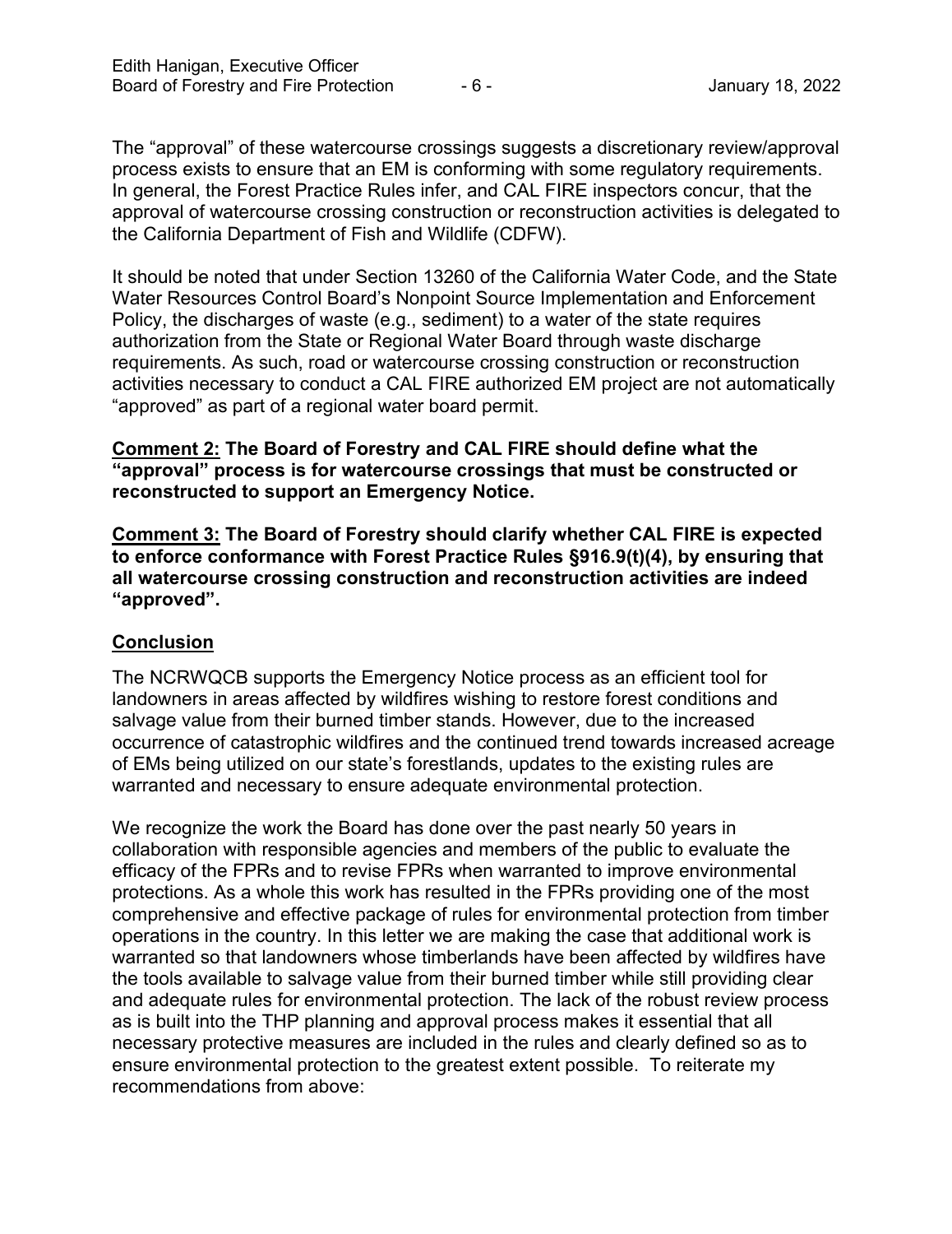The “approval” of these watercourse crossings suggests a discretionary review/approval process exists to ensure that an EM is conforming with some regulatory requirements. In general, the Forest Practice Rules infer, and CAL FIRE inspectors concur, that the approval of watercourse crossing construction or reconstruction activities is delegated to the California Department of Fish and Wildlife (CDFW).

It should be noted that under Section 13260 of the California Water Code, and the State Water Resources Control Board’s Nonpoint Source Implementation and Enforcement Policy, the discharges of waste (e.g., sediment) to a water of the state requires authorization from the State or Regional Water Board through waste discharge requirements. As such, road or watercourse crossing construction or reconstruction activities necessary to conduct a CAL FIRE authorized EM project are not automatically “approved” as part of a regional water board permit.

**<u>Comment 2:</u> The Board of Forestry and CAL FIRE should define what the “approval” process is for watercourse crossings that must be constructed or reconstructed to support an Emergency Notice.**

**<u>Comment 3:</u> The Board of Forestry should clarify whether CAL FIRE is expected to enforce conformance with Forest Practice Rules §916.9(t)(4), by ensuring that all watercourse crossing construction and reconstruction activities are indeed “approved”.**

## <u>Conclusion</u>

The NCRWQCB supports the Emergency Notice process as an efficient tool for landowners in areas affected by wildfires wishing to restore forest conditions and salvage value from their burned timber stands. However, due to the increased occurrence of catastrophic wildfires and the continued trend towards increased acreage of EMs being utilized on our state’s forestlands, updates to the existing rules are warranted and necessary to ensure adequate environmental protection.

We recognize the work the Board has done over the past nearly 50 years in collaboration with responsible agencies and members of the public to evaluate the efficacy of the FPRs and to revise FPRs when warranted to improve environmental protections. As a whole this work has resulted in the FPRs providing one of the most comprehensive and effective package of rules for environmental protection from timber operations in the country. In this letter we are making the case that additional work is warranted so that landowners whose timberlands have been affected by wildfires have the tools available to salvage value from their burned timber while still providing clear and adequate rules for environmental protection. The lack of the robust review process as is built into the THP planning and approval process makes it essential that all necessary protective measures are included in the rules and clearly defined so as to ensure environmental protection to the greatest extent possible. To reiterate my recommendations from above: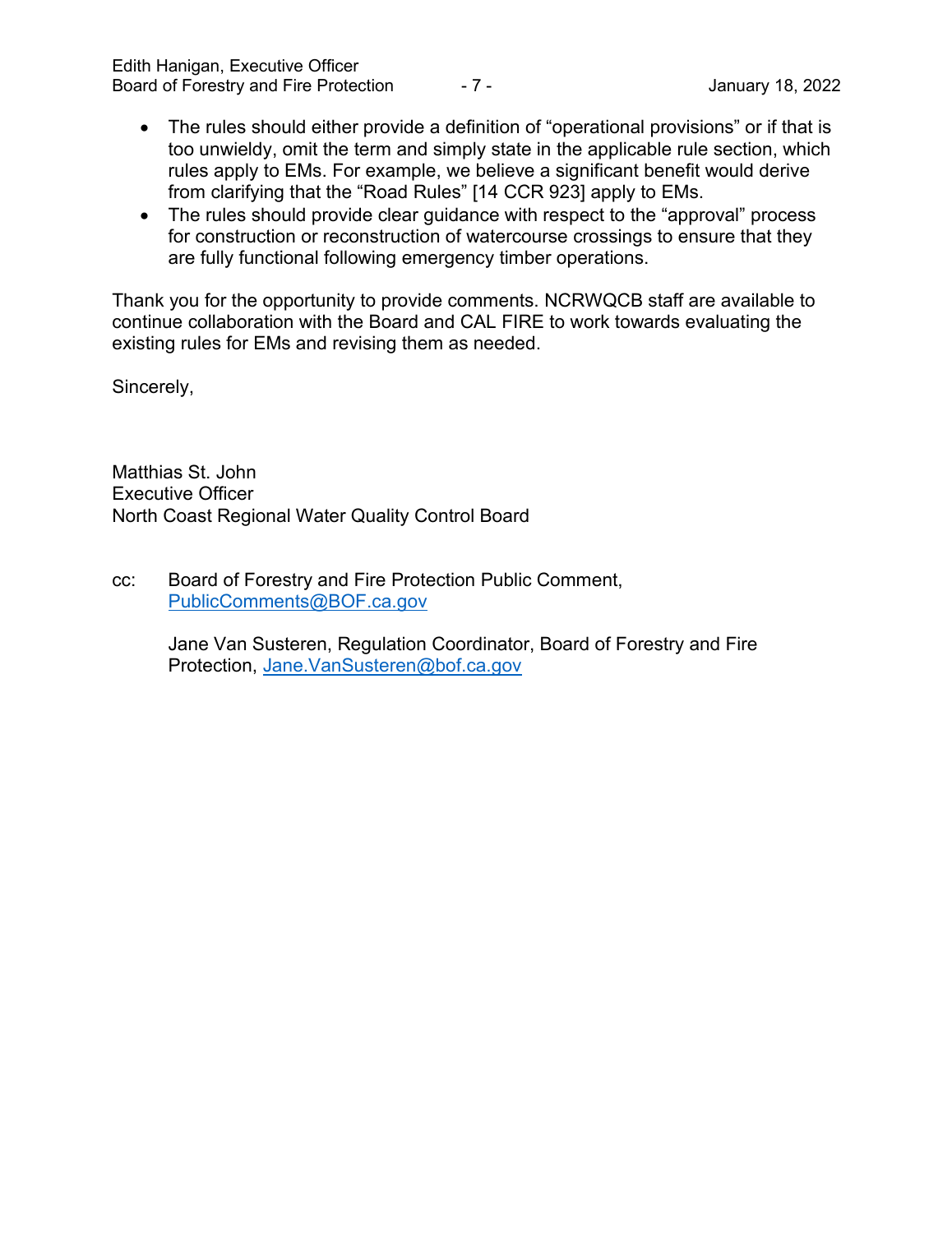- The rules should either provide a definition of "operational provisions" or if that is too unwieldy, omit the term and simply state in the applicable rule section, which rules apply to EMs. For example, we believe a significant benefit would derive from clarifying that the "Road Rules" [14 CCR 923] apply to EMs.
- The rules should provide clear guidance with respect to the "approval" process for construction or reconstruction of watercourse crossings to ensure that they are fully functional following emergency timber operations.

Thank you for the opportunity to provide comments. NCRWQCB staff are available to continue collaboration with the Board and CAL FIRE to work towards evaluating the existing rules for EMs and revising them as needed.

Sincerely,

Matthias St. John
Executive Officer
North Coast Regional Water Quality Control Board

cc: Board of Forestry and Fire Protection Public Comment, PublicComments@BOF.ca.gov

Jane Van Susteren, Regulation Coordinator, Board of Forestry and Fire Protection, Jane.VanSusteren@bof.ca.gov